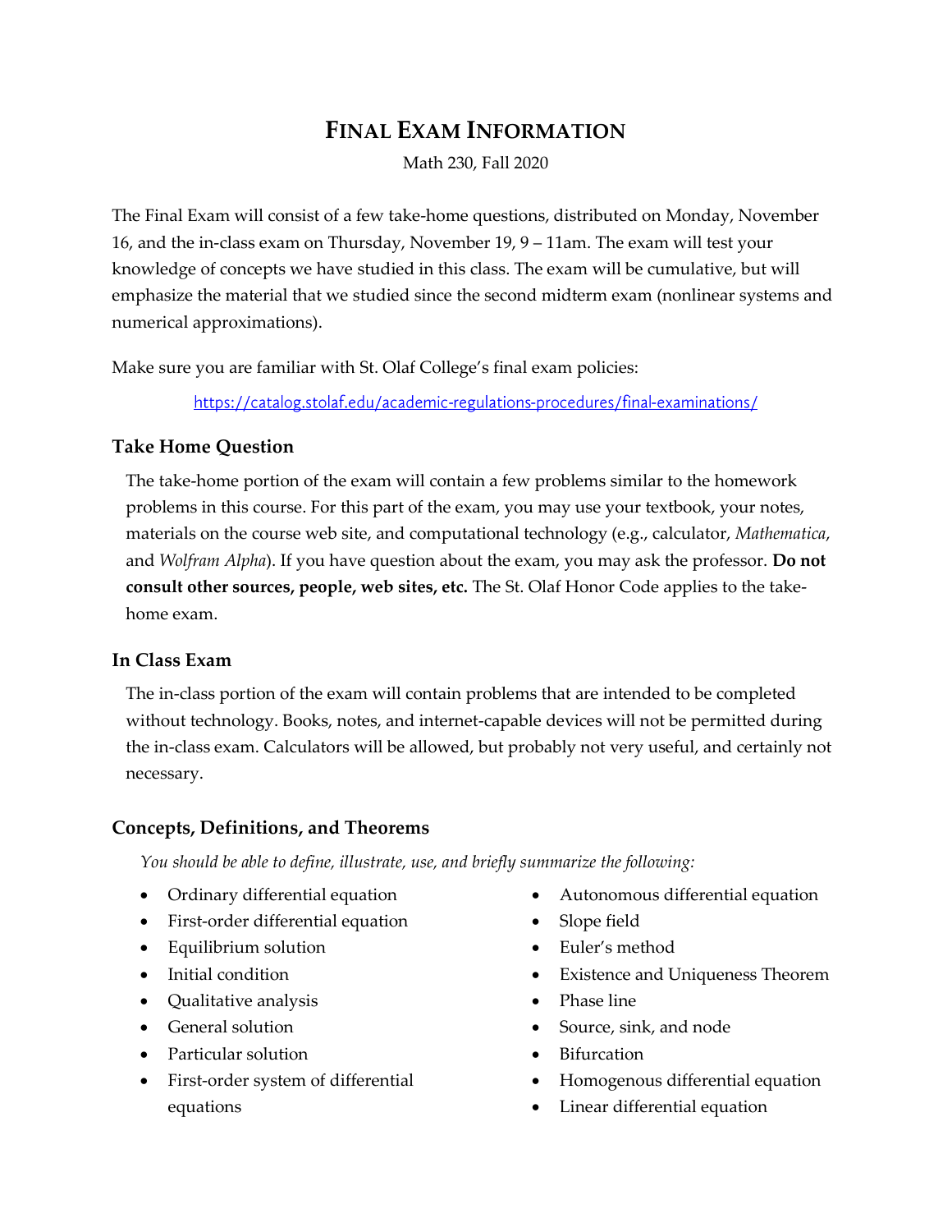# FINAL EXAM INFORMATION

Math 230, Fall 2020

The Final Exam will consist of a few take-home questions, distributed on Monday, November 16, and the in-class exam on Thursday, November 19, 9 – 11am. The exam will test your knowledge of concepts we have studied in this class. The exam will be cumulative, but will emphasize the material that we studied since the second midterm exam (nonlinear systems and numerical approximations).

Make sure you are familiar with St. Olaf College's final exam policies:

https://catalog.stolaf.edu/academic-regulations-procedures/final-examinations/

### Take Home Question

The take-home portion of the exam will contain a few problems similar to the homework problems in this course. For this part of the exam, you may use your textbook, your notes, materials on the course web site, and computational technology (e.g., calculator, *Mathematica*, and *Wolfram Alpha*). If you have question about the exam, you may ask the professor. **Do not consult other sources, people, web sites, etc.** The St. Olaf Honor Code applies to the take-home exam.

### In Class Exam

The in-class portion of the exam will contain problems that are intended to be completed without technology. Books, notes, and internet-capable devices will not be permitted during the in-class exam. Calculators will be allowed, but probably not very useful, and certainly not necessary.

### Concepts, Definitions, and Theorems

*You should be able to define, illustrate, use, and briefly summarize the following:*

- Ordinary differential equation
- First-order differential equation
- Equilibrium solution
- Initial condition
- Qualitative analysis
- General solution
- Particular solution
- First-order system of differential equations
- Autonomous differential equation
- Slope field
- Euler's method
- Existence and Uniqueness Theorem
- Phase line
- Source, sink, and node
- Bifurcation
- Homogenous differential equation
- Linear differential equation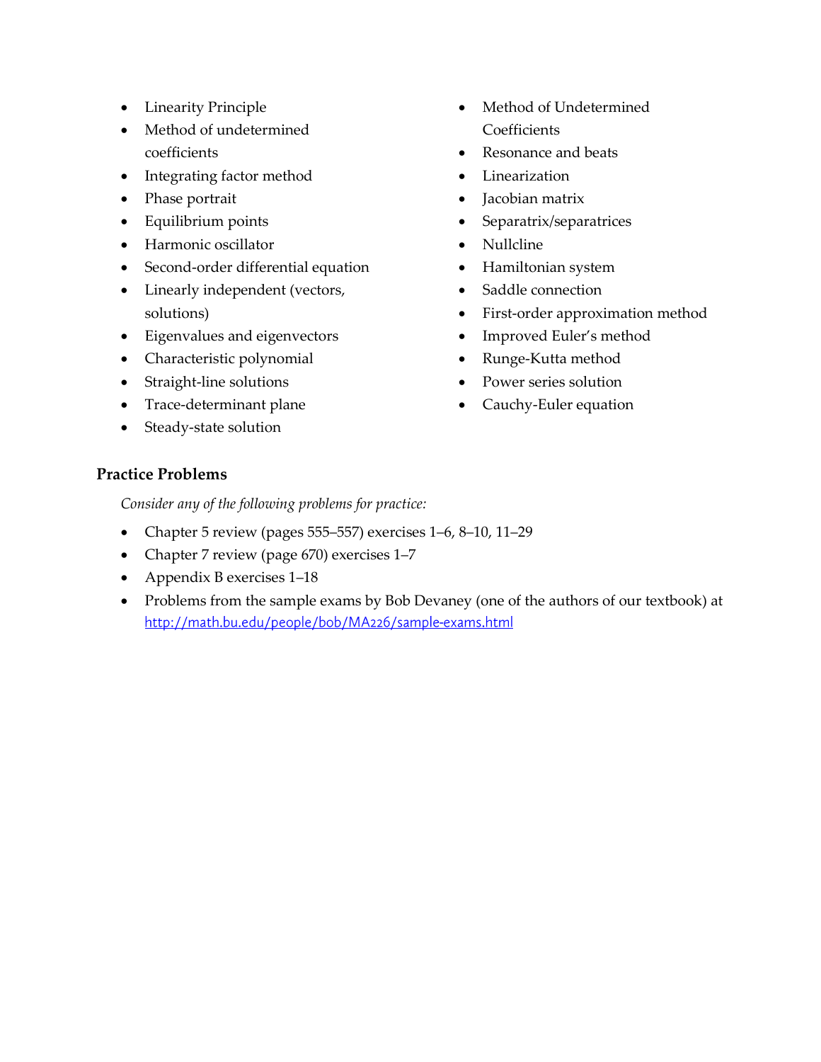- Linearity Principle
- Method of undetermined coefficients
- Integrating factor method
- Phase portrait
- Equilibrium points
- Harmonic oscillator
- Second-order differential equation
- Linearly independent (vectors, solutions)
- Eigenvalues and eigenvectors
- Characteristic polynomial
- Straight-line solutions
- Trace-determinant plane
- Steady-state solution
- Method of Undetermined Coefficients
- Resonance and beats
- Linearization
- Jacobian matrix
- Separatrix/separatrices
- Nullcline
- Hamiltonian system
- Saddle connection
- First-order approximation method
- Improved Euler's method
- Runge-Kutta method
- Power series solution
- Cauchy-Euler equation

### Practice Problems

*Consider any of the following problems for practice:*

- Chapter 5 review (pages 555–557) exercises 1–6, 8–10, 11–29
- Chapter 7 review (page 670) exercises 1–7
- Appendix B exercises 1–18
- Problems from the sample exams by Bob Devaney (one of the authors of our textbook) at http://math.bu.edu/people/bob/MA226/sample-exams.html